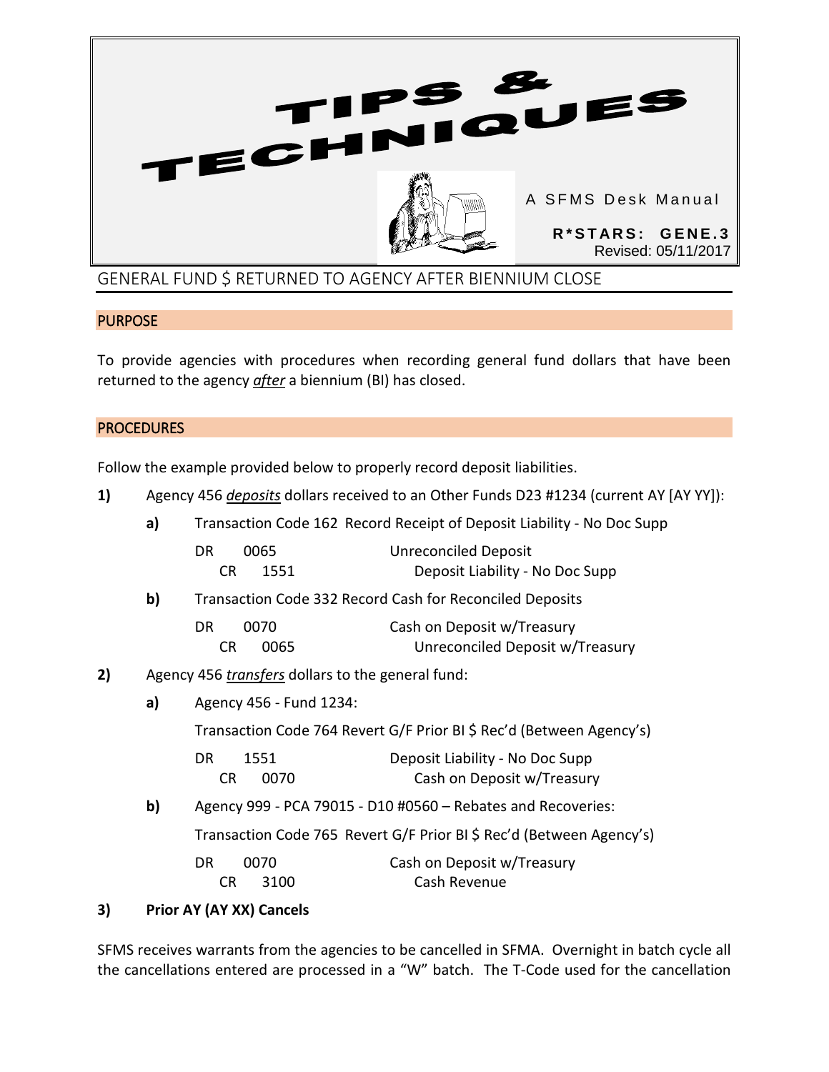# TIPS & TECHNIQUES

A SFMS Desk Manual

**R*STARS: GENE.3**
Revised: 05/11/2017

## GENERAL FUND $ RETURNED TO AGENCY AFTER BIENNIUM CLOSE

### PURPOSE

To provide agencies with procedures when recording general fund dollars that have been returned to the agency ***after*** a biennium (BI) has closed.

### PROCEDURES

Follow the example provided below to properly record deposit liabilities.

**1)** Agency 456 ***deposits*** dollars received to an Other Funds D23 #1234 (current AY [AY YY]):

**a)** Transaction Code 162 Record Receipt of Deposit Liability - No Doc Supp

| | | |
|---|---|---|
| DR | 0065 | Unreconciled Deposit |
| CR | 1551 | Deposit Liability - No Doc Supp |

**b)** Transaction Code 332 Record Cash for Reconciled Deposits

| | | |
|---|---|---|
| DR | 0070 | Cash on Deposit w/Treasury |
| CR | 0065 | Unreconciled Deposit w/Treasury |

**2)** Agency 456 ***transfers*** dollars to the general fund:

**a)** Agency 456 - Fund 1234:

Transaction Code 764 Revert G/F Prior BI $ Rec'd (Between Agency's)

| | | |
|---|---|---|
| DR | 1551 | Deposit Liability - No Doc Supp |
| CR | 0070 | Cash on Deposit w/Treasury |

**b)** Agency 999 - PCA 79015 - D10 #0560 – Rebates and Recoveries:

Transaction Code 765 Revert G/F Prior BI $ Rec'd (Between Agency's)

| | | |
|---|---|---|
| DR | 0070 | Cash on Deposit w/Treasury |
| CR | 3100 | Cash Revenue |

**3) Prior AY (AY XX) Cancels**

SFMS receives warrants from the agencies to be cancelled in SFMA. Overnight in batch cycle all the cancellations entered are processed in a "W" batch. The T-Code used for the cancellation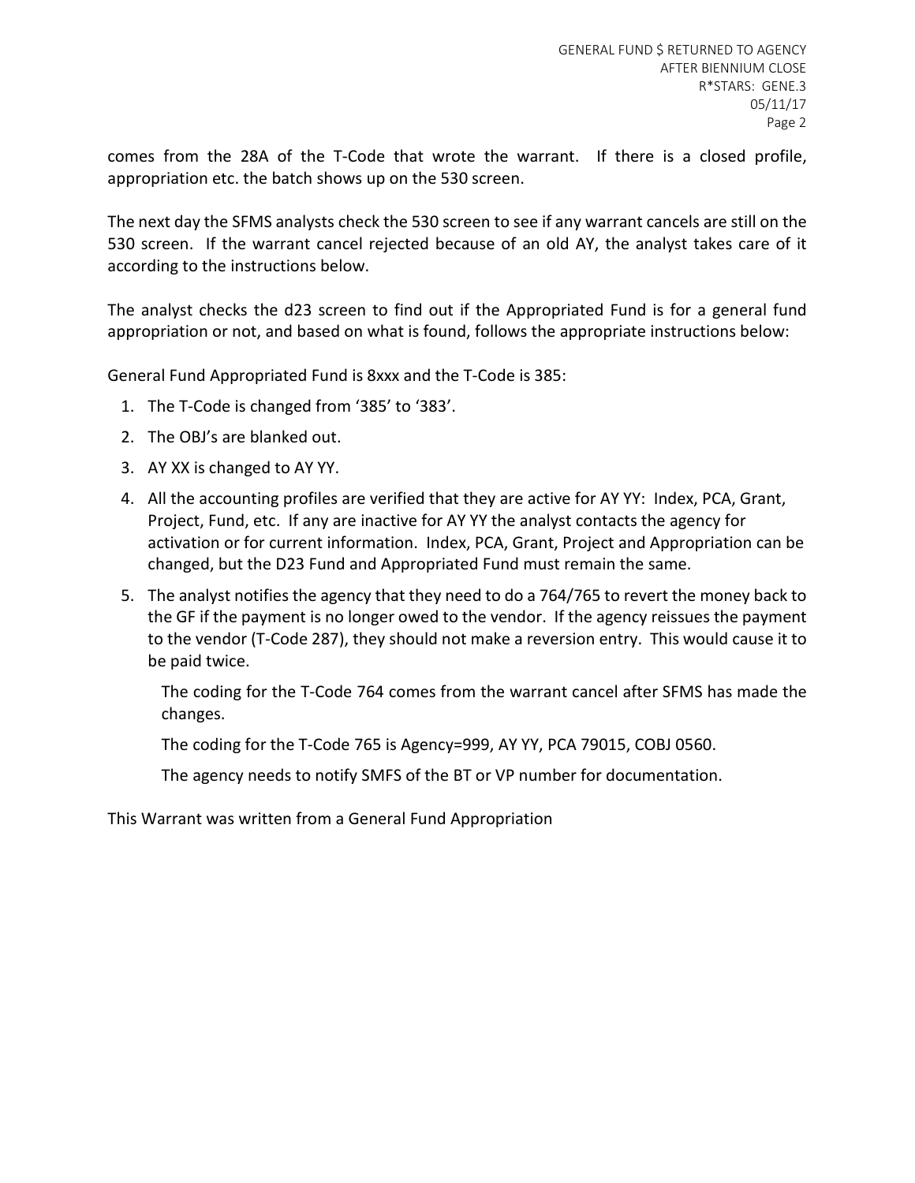comes from the 28A of the T-Code that wrote the warrant. If there is a closed profile, appropriation etc. the batch shows up on the 530 screen.

The next day the SFMS analysts check the 530 screen to see if any warrant cancels are still on the 530 screen. If the warrant cancel rejected because of an old AY, the analyst takes care of it according to the instructions below.

The analyst checks the d23 screen to find out if the Appropriated Fund is for a general fund appropriation or not, and based on what is found, follows the appropriate instructions below:

General Fund Appropriated Fund is 8xxx and the T-Code is 385:

1. The T-Code is changed from '385' to '383'.
2. The OBJ's are blanked out.
3. AY XX is changed to AY YY.
4. All the accounting profiles are verified that they are active for AY YY: Index, PCA, Grant, Project, Fund, etc. If any are inactive for AY YY the analyst contacts the agency for activation or for current information. Index, PCA, Grant, Project and Appropriation can be changed, but the D23 Fund and Appropriated Fund must remain the same.
5. The analyst notifies the agency that they need to do a 764/765 to revert the money back to the GF if the payment is no longer owed to the vendor. If the agency reissues the payment to the vendor (T-Code 287), they should not make a reversion entry. This would cause it to be paid twice.

   The coding for the T-Code 764 comes from the warrant cancel after SFMS has made the changes.

   The coding for the T-Code 765 is Agency=999, AY YY, PCA 79015, COBJ 0560.

   The agency needs to notify SMFS of the BT or VP number for documentation.

This Warrant was written from a General Fund Appropriation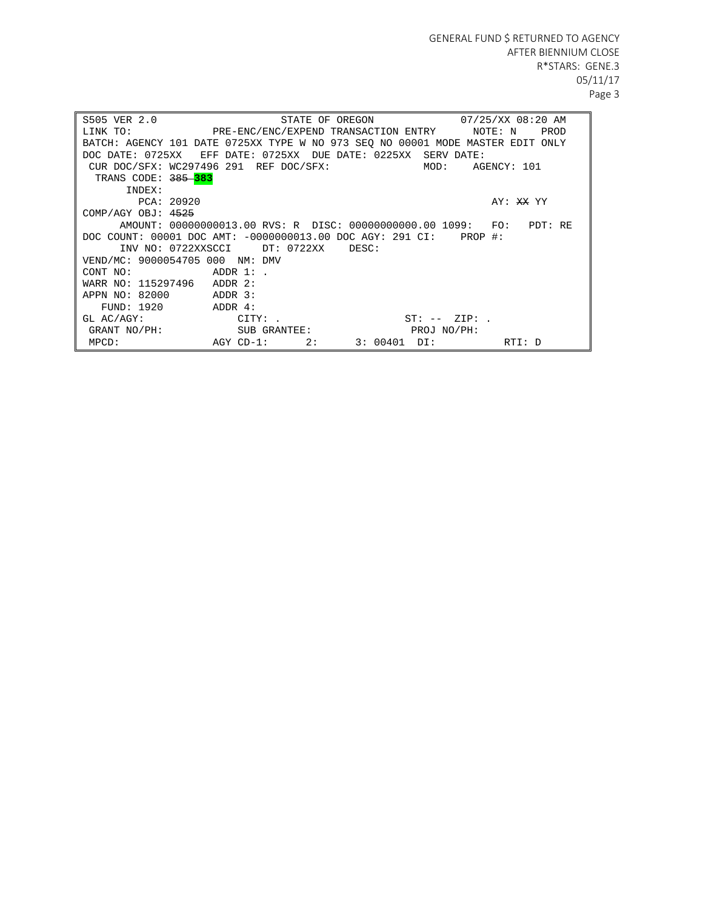```
S505 VER 2.0                    STATE OF OREGON              07/25/XX 08:20 AM
LINK TO:             PRE-ENC/ENC/EXPEND TRANSACTION ENTRY      NOTE: N    PROD
BATCH: AGENCY 101 DATE 0725XX TYPE W NO 973 SEQ NO 00001 MODE MASTER EDIT ONLY
DOC DATE: 0725XX   EFF DATE: 0725XX  DUE DATE: 0225XX  SERV DATE:
 CUR DOC/SFX: WC297496 291  REF DOC/SFX:               MOD:   AGENCY: 101
  TRANS CODE: 385 383
       INDEX:
         PCA: 20920                                                AY: XX YY
COMP/AGY OBJ: 4525
      AMOUNT: 00000000013.00 RVS: R  DISC: 00000000000.00 1099:   FO:   PDT: RE
DOC COUNT: 00001 DOC AMT: -0000000013.00 DOC AGY: 291 CI:    PROP #:
      INV NO: 0722XXSCCI     DT: 0722XX    DESC:
VEND/MC: 9000054705 000  NM: DMV
CONT NO:             ADDR 1: .
WARR NO: 115297496   ADDR 2:
APPN NO: 82000       ADDR 3:
   FUND: 1920        ADDR 4:
GL AC/AGY:               CITY: .                    ST: --  ZIP: .
 GRANT NO/PH:            SUB GRANTEE:                PROJ NO/PH:
 MPCD:               AGY CD-1:      2:      3: 00401  DI:           RTI: D
```